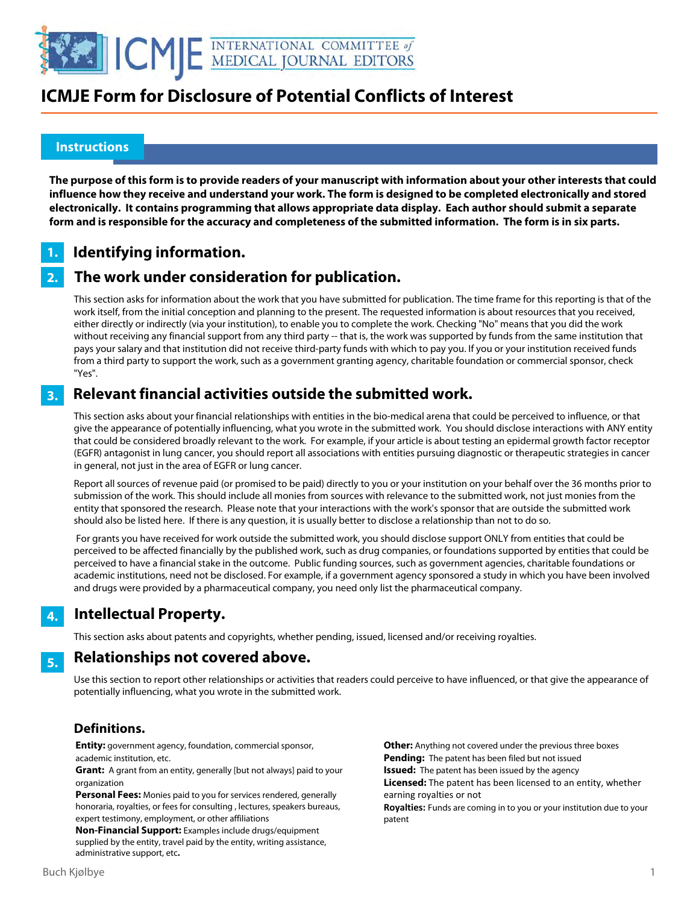# ICMJE Form for Disclosure of Potential Conflicts of Interest

## Instructions

**The purpose of this form is to provide readers of your manuscript with information about your other interests that could influence how they receive and understand your work. The form is designed to be completed electronically and stored electronically. It contains programming that allows appropriate data display. Each author should submit a separate form and is responsible for the accuracy and completeness of the submitted information. The form is in six parts.**

## 1. Identifying information.

## 2. The work under consideration for publication.

This section asks for information about the work that you have submitted for publication. The time frame for this reporting is that of the work itself, from the initial conception and planning to the present. The requested information is about resources that you received, either directly or indirectly (via your institution), to enable you to complete the work. Checking "No" means that you did the work without receiving any financial support from any third party -- that is, the work was supported by funds from the same institution that pays your salary and that institution did not receive third-party funds with which to pay you. If you or your institution received funds from a third party to support the work, such as a government granting agency, charitable foundation or commercial sponsor, check "Yes".

## 3. Relevant financial activities outside the submitted work.

This section asks about your financial relationships with entities in the bio-medical arena that could be perceived to influence, or that give the appearance of potentially influencing, what you wrote in the submitted work. You should disclose interactions with ANY entity that could be considered broadly relevant to the work. For example, if your article is about testing an epidermal growth factor receptor (EGFR) antagonist in lung cancer, you should report all associations with entities pursuing diagnostic or therapeutic strategies in cancer in general, not just in the area of EGFR or lung cancer.

Report all sources of revenue paid (or promised to be paid) directly to you or your institution on your behalf over the 36 months prior to submission of the work. This should include all monies from sources with relevance to the submitted work, not just monies from the entity that sponsored the research. Please note that your interactions with the work's sponsor that are outside the submitted work should also be listed here. If there is any question, it is usually better to disclose a relationship than not to do so.

For grants you have received for work outside the submitted work, you should disclose support ONLY from entities that could be perceived to be affected financially by the published work, such as drug companies, or foundations supported by entities that could be perceived to have a financial stake in the outcome. Public funding sources, such as government agencies, charitable foundations or academic institutions, need not be disclosed. For example, if a government agency sponsored a study in which you have been involved and drugs were provided by a pharmaceutical company, you need only list the pharmaceutical company.

## 4. Intellectual Property.

This section asks about patents and copyrights, whether pending, issued, licensed and/or receiving royalties.

## 5. Relationships not covered above.

Use this section to report other relationships or activities that readers could perceive to have influenced, or that give the appearance of potentially influencing, what you wrote in the submitted work.

### Definitions.

**Entity:** government agency, foundation, commercial sponsor, academic institution, etc.

**Grant:** A grant from an entity, generally [but not always] paid to your organization

**Personal Fees:** Monies paid to you for services rendered, generally honoraria, royalties, or fees for consulting , lectures, speakers bureaus, expert testimony, employment, or other affiliations

**Non-Financial Support:** Examples include drugs/equipment supplied by the entity, travel paid by the entity, writing assistance, administrative support, etc**.**

**Other:** Anything not covered under the previous three boxes

**Pending:** The patent has been filed but not issued

**Issued:** The patent has been issued by the agency

**Licensed:** The patent has been licensed to an entity, whether earning royalties or not

**Royalties:** Funds are coming in to you or your institution due to your patent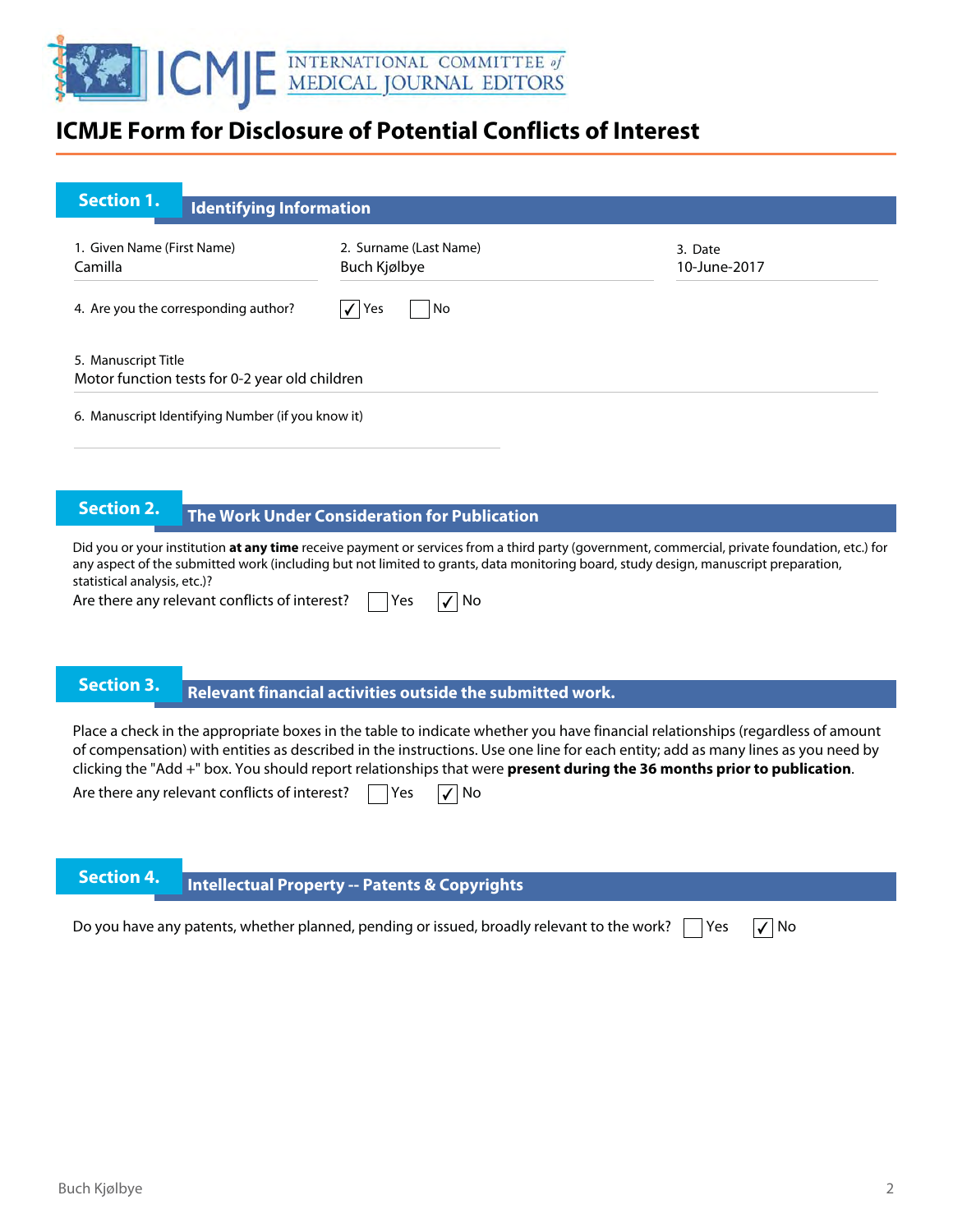# ICMJE Form for Disclosure of Potential Conflicts of Interest

## Section 1. Identifying Information

1. Given Name (First Name)
Camilla

2. Surname (Last Name)
Buch Kjølbye

3. Date
10-June-2017

4. Are you the corresponding author? ☑ Yes ☐ No

5. Manuscript Title
Motor function tests for 0-2 year old children

6. Manuscript Identifying Number (if you know it)

## Section 2. The Work Under Consideration for Publication

Did you or your institution **at any time** receive payment or services from a third party (government, commercial, private foundation, etc.) for any aspect of the submitted work (including but not limited to grants, data monitoring board, study design, manuscript preparation, statistical analysis, etc.)?

Are there any relevant conflicts of interest? ☐ Yes ☑ No

## Section 3. Relevant financial activities outside the submitted work.

Place a check in the appropriate boxes in the table to indicate whether you have financial relationships (regardless of amount of compensation) with entities as described in the instructions. Use one line for each entity; add as many lines as you need by clicking the "Add +" box. You should report relationships that were **present during the 36 months prior to publication**.

Are there any relevant conflicts of interest? ☐ Yes ☑ No

## Section 4. Intellectual Property -- Patents & Copyrights

Do you have any patents, whether planned, pending or issued, broadly relevant to the work? ☐ Yes ☑ No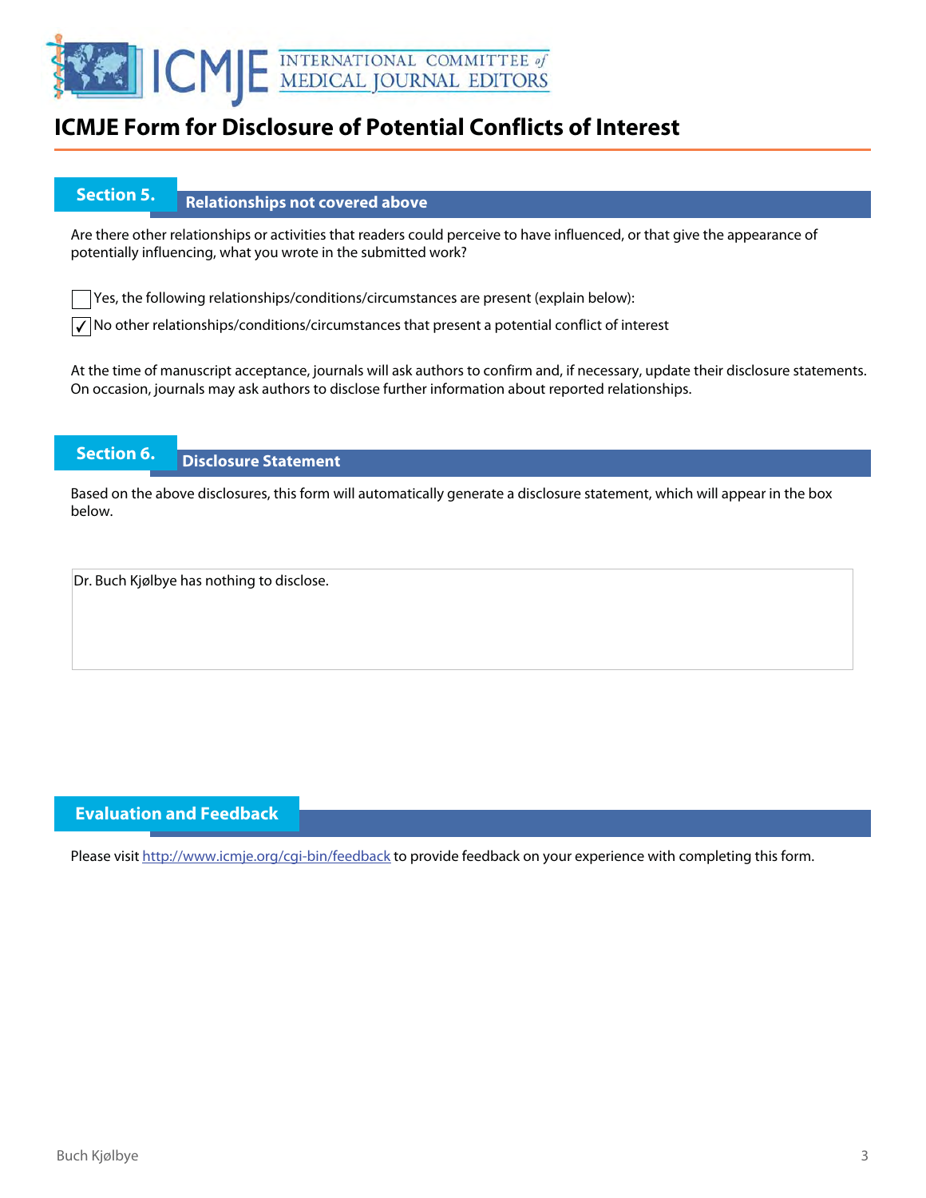# ICMJE Form for Disclosure of Potential Conflicts of Interest

## Section 5. Relationships not covered above

Are there other relationships or activities that readers could perceive to have influenced, or that give the appearance of potentially influencing, what you wrote in the submitted work?

☐ Yes, the following relationships/conditions/circumstances are present (explain below):

☑ No other relationships/conditions/circumstances that present a potential conflict of interest

At the time of manuscript acceptance, journals will ask authors to confirm and, if necessary, update their disclosure statements. On occasion, journals may ask authors to disclose further information about reported relationships.

## Section 6. Disclosure Statement

Based on the above disclosures, this form will automatically generate a disclosure statement, which will appear in the box below.

Dr. Buch Kjølbye has nothing to disclose.

## Evaluation and Feedback

Please visit http://www.icmje.org/cgi-bin/feedback to provide feedback on your experience with completing this form.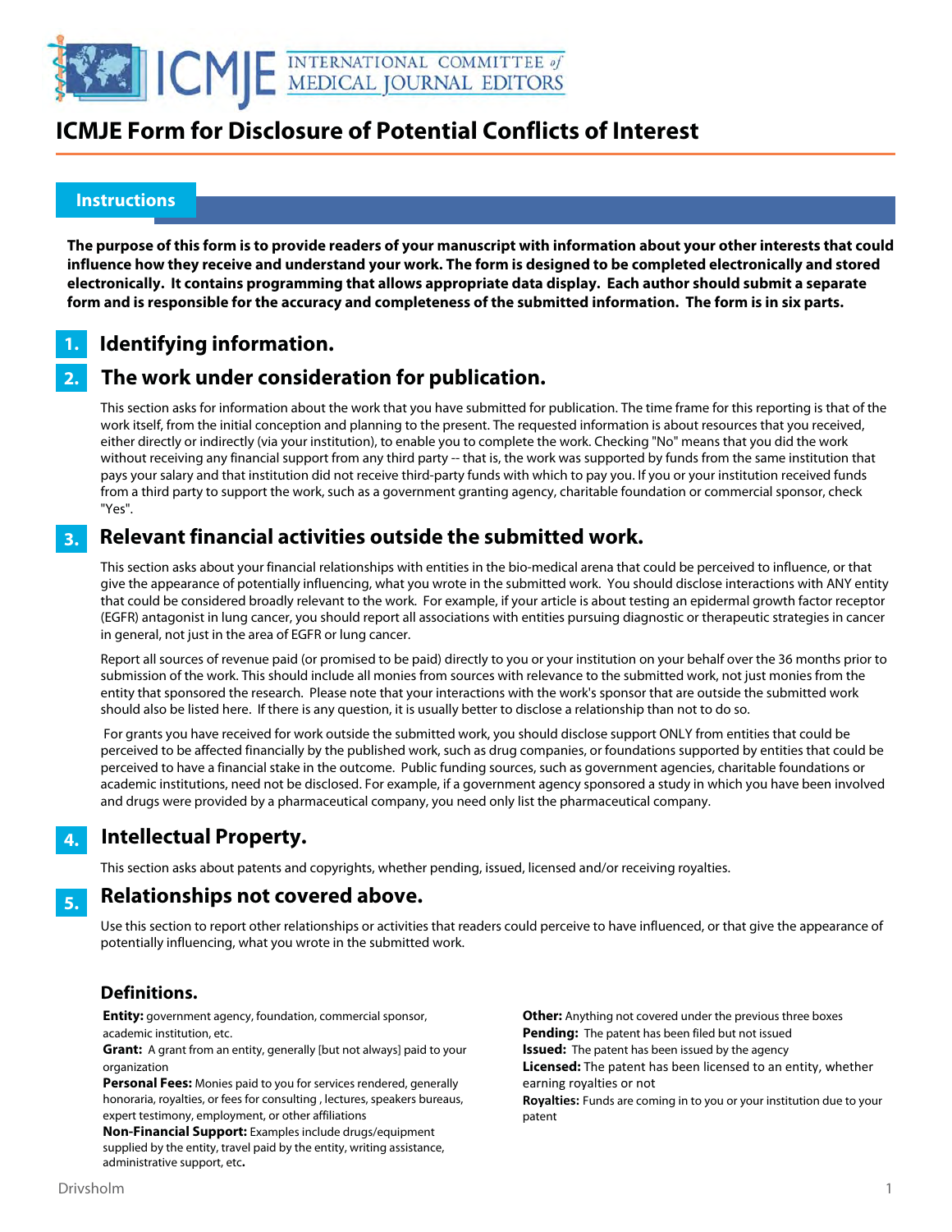# ICMJE Form for Disclosure of Potential Conflicts of Interest

## Instructions

**The purpose of this form is to provide readers of your manuscript with information about your other interests that could influence how they receive and understand your work. The form is designed to be completed electronically and stored electronically. It contains programming that allows appropriate data display. Each author should submit a separate form and is responsible for the accuracy and completeness of the submitted information. The form is in six parts.**

### 1. Identifying information.

### 2. The work under consideration for publication.

This section asks for information about the work that you have submitted for publication. The time frame for this reporting is that of the work itself, from the initial conception and planning to the present. The requested information is about resources that you received, either directly or indirectly (via your institution), to enable you to complete the work. Checking "No" means that you did the work without receiving any financial support from any third party -- that is, the work was supported by funds from the same institution that pays your salary and that institution did not receive third-party funds with which to pay you. If you or your institution received funds from a third party to support the work, such as a government granting agency, charitable foundation or commercial sponsor, check "Yes".

### 3. Relevant financial activities outside the submitted work.

This section asks about your financial relationships with entities in the bio-medical arena that could be perceived to influence, or that give the appearance of potentially influencing, what you wrote in the submitted work. You should disclose interactions with ANY entity that could be considered broadly relevant to the work. For example, if your article is about testing an epidermal growth factor receptor (EGFR) antagonist in lung cancer, you should report all associations with entities pursuing diagnostic or therapeutic strategies in cancer in general, not just in the area of EGFR or lung cancer.

Report all sources of revenue paid (or promised to be paid) directly to you or your institution on your behalf over the 36 months prior to submission of the work. This should include all monies from sources with relevance to the submitted work, not just monies from the entity that sponsored the research. Please note that your interactions with the work's sponsor that are outside the submitted work should also be listed here. If there is any question, it is usually better to disclose a relationship than not to do so.

For grants you have received for work outside the submitted work, you should disclose support ONLY from entities that could be perceived to be affected financially by the published work, such as drug companies, or foundations supported by entities that could be perceived to have a financial stake in the outcome. Public funding sources, such as government agencies, charitable foundations or academic institutions, need not be disclosed. For example, if a government agency sponsored a study in which you have been involved and drugs were provided by a pharmaceutical company, you need only list the pharmaceutical company.

### 4. Intellectual Property.

This section asks about patents and copyrights, whether pending, issued, licensed and/or receiving royalties.

### 5. Relationships not covered above.

Use this section to report other relationships or activities that readers could perceive to have influenced, or that give the appearance of potentially influencing, what you wrote in the submitted work.

### Definitions.

**Entity:** government agency, foundation, commercial sponsor, academic institution, etc.

**Grant:** A grant from an entity, generally [but not always] paid to your organization

**Personal Fees:** Monies paid to you for services rendered, generally honoraria, royalties, or fees for consulting , lectures, speakers bureaus, expert testimony, employment, or other affiliations

**Non-Financial Support:** Examples include drugs/equipment supplied by the entity, travel paid by the entity, writing assistance, administrative support, etc**.**

**Other:** Anything not covered under the previous three boxes

**Pending:** The patent has been filed but not issued

**Issued:** The patent has been issued by the agency

**Licensed:** The patent has been licensed to an entity, whether earning royalties or not

**Royalties:** Funds are coming in to you or your institution due to your patent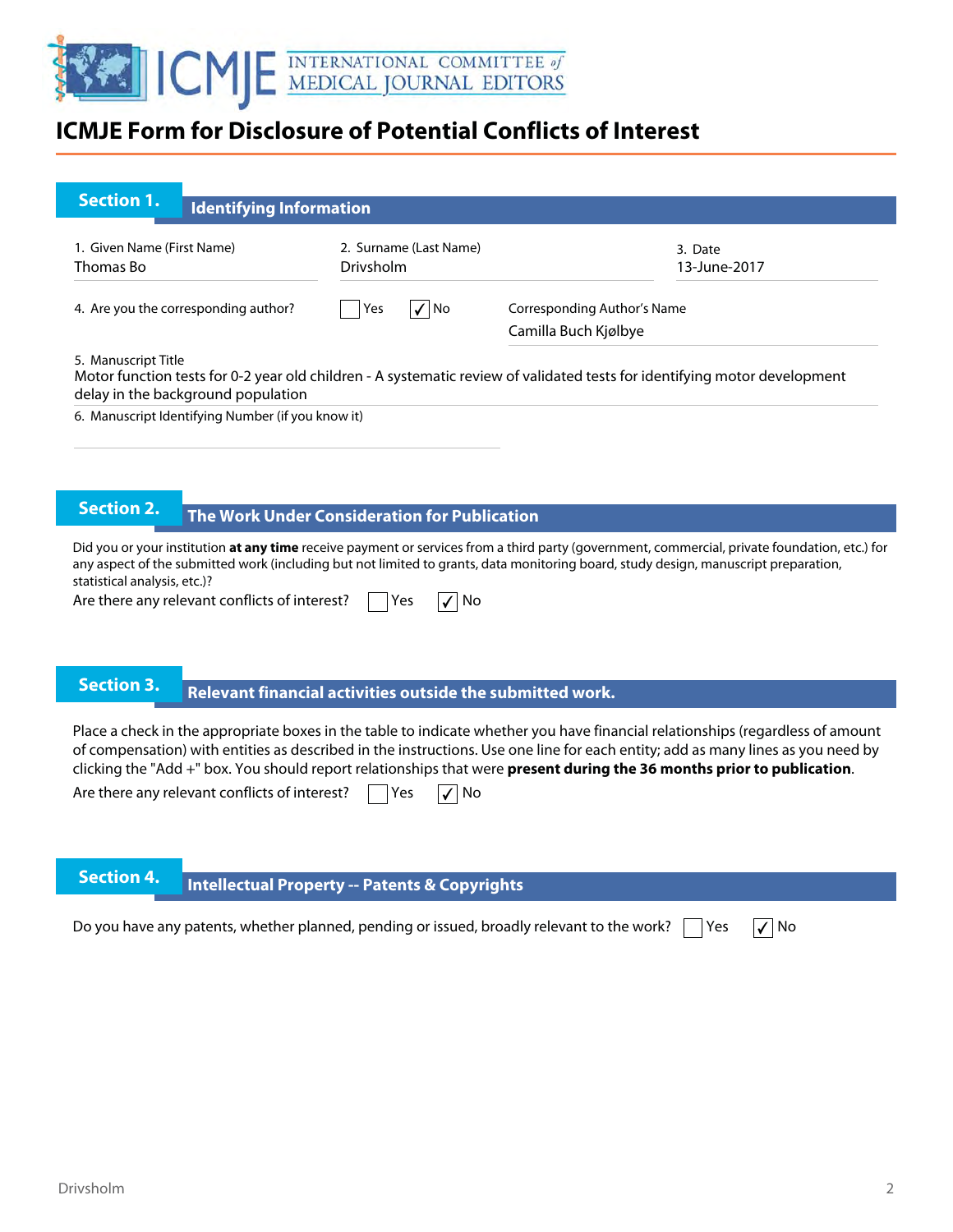# ICMJE Form for Disclosure of Potential Conflicts of Interest

## Section 1. Identifying Information

1. Given Name (First Name)
Thomas Bo

2. Surname (Last Name)
Drivsholm

3. Date
13-June-2017

4. Are you the corresponding author? ☐ Yes ☑ No

Corresponding Author's Name
Camilla Buch Kjølbye

5. Manuscript Title
Motor function tests for 0-2 year old children - A systematic review of validated tests for identifying motor development delay in the background population

6. Manuscript Identifying Number (if you know it)

## Section 2. The Work Under Consideration for Publication

Did you or your institution **at any time** receive payment or services from a third party (government, commercial, private foundation, etc.) for any aspect of the submitted work (including but not limited to grants, data monitoring board, study design, manuscript preparation, statistical analysis, etc.)?

Are there any relevant conflicts of interest? ☐ Yes ☑ No

## Section 3. Relevant financial activities outside the submitted work.

Place a check in the appropriate boxes in the table to indicate whether you have financial relationships (regardless of amount of compensation) with entities as described in the instructions. Use one line for each entity; add as many lines as you need by clicking the "Add +" box. You should report relationships that were **present during the 36 months prior to publication**.

Are there any relevant conflicts of interest? ☐ Yes ☑ No

## Section 4. Intellectual Property -- Patents & Copyrights

Do you have any patents, whether planned, pending or issued, broadly relevant to the work? ☐ Yes ☑ No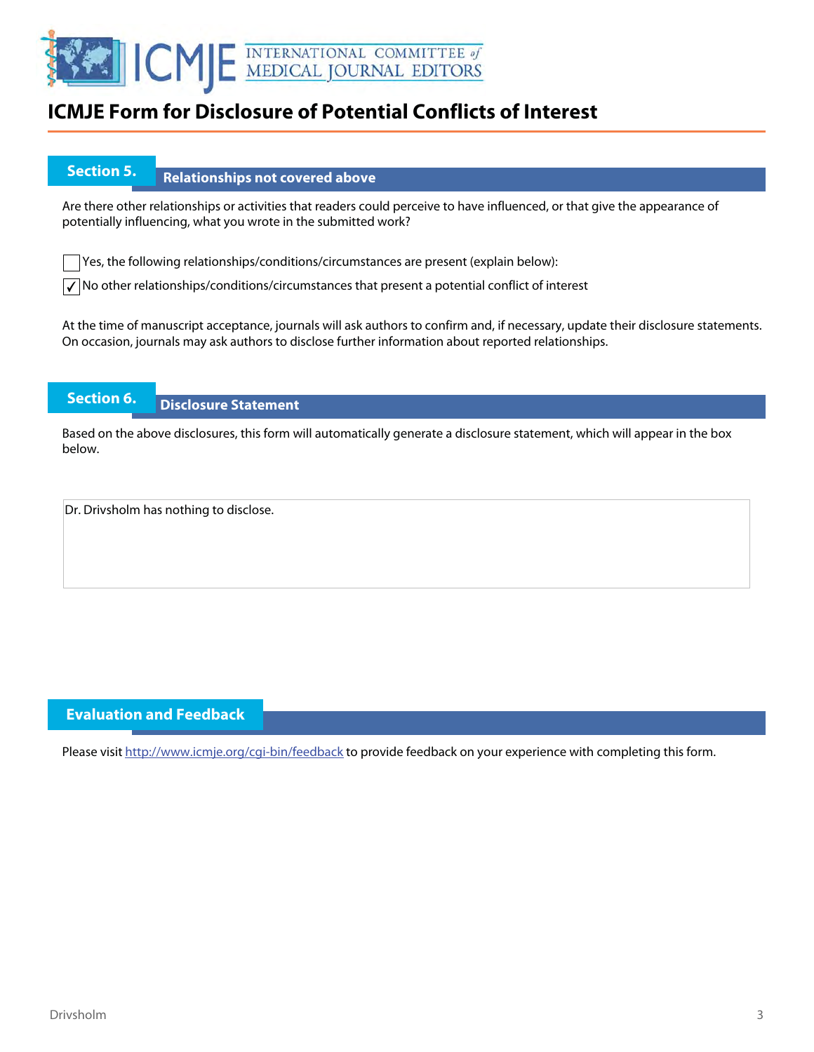# ICMJE Form for Disclosure of Potential Conflicts of Interest

## Section 5. Relationships not covered above

Are there other relationships or activities that readers could perceive to have influenced, or that give the appearance of potentially influencing, what you wrote in the submitted work?

- [ ] Yes, the following relationships/conditions/circumstances are present (explain below):
- [x] No other relationships/conditions/circumstances that present a potential conflict of interest

At the time of manuscript acceptance, journals will ask authors to confirm and, if necessary, update their disclosure statements. On occasion, journals may ask authors to disclose further information about reported relationships.

## Section 6. Disclosure Statement

Based on the above disclosures, this form will automatically generate a disclosure statement, which will appear in the box below.

Dr. Drivsholm has nothing to disclose.

## Evaluation and Feedback

Please visit http://www.icmje.org/cgi-bin/feedback to provide feedback on your experience with completing this form.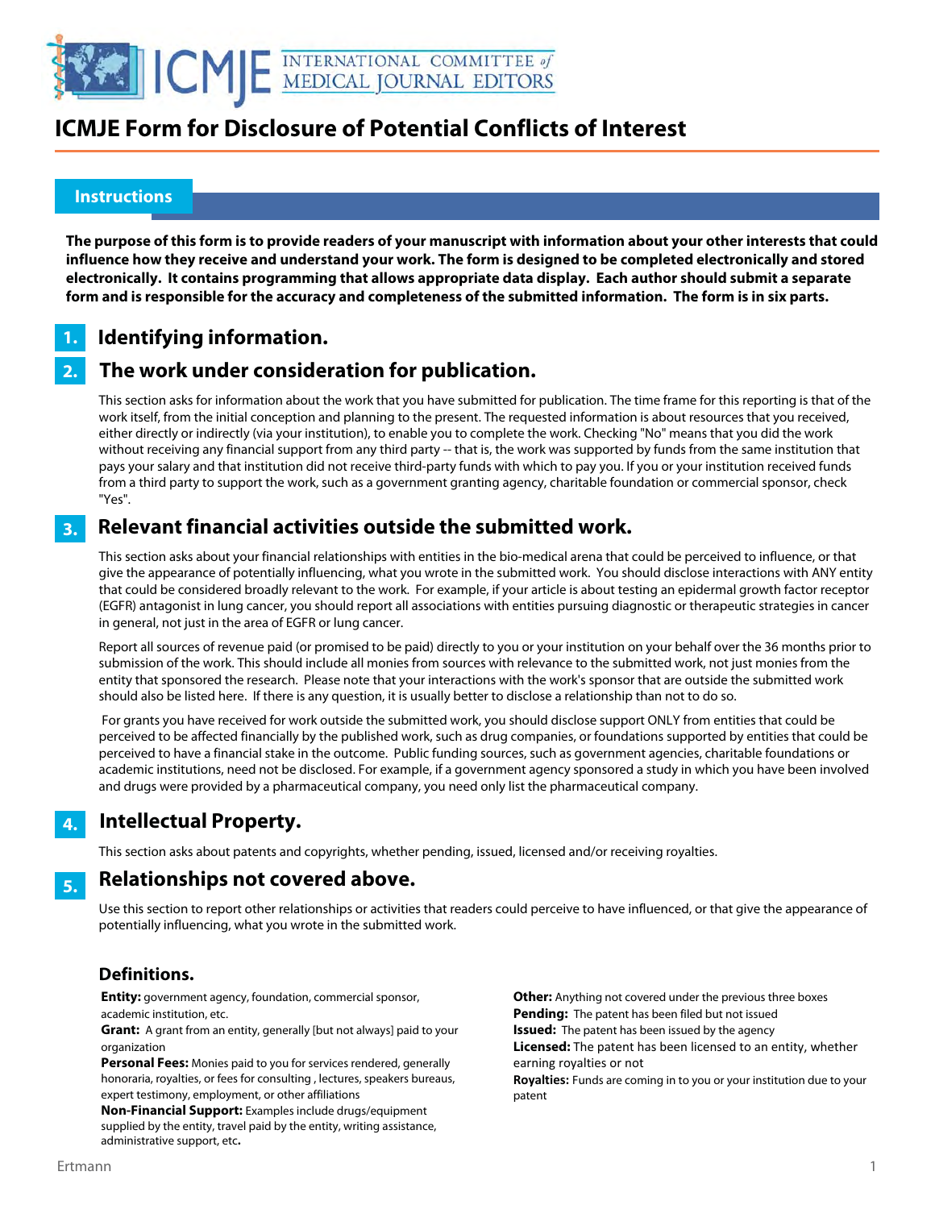# ICMJE Form for Disclosure of Potential Conflicts of Interest

## Instructions

**The purpose of this form is to provide readers of your manuscript with information about your other interests that could influence how they receive and understand your work. The form is designed to be completed electronically and stored electronically. It contains programming that allows appropriate data display. Each author should submit a separate form and is responsible for the accuracy and completeness of the submitted information. The form is in six parts.**

### 1. Identifying information.

### 2. The work under consideration for publication.

This section asks for information about the work that you have submitted for publication. The time frame for this reporting is that of the work itself, from the initial conception and planning to the present. The requested information is about resources that you received, either directly or indirectly (via your institution), to enable you to complete the work. Checking "No" means that you did the work without receiving any financial support from any third party -- that is, the work was supported by funds from the same institution that pays your salary and that institution did not receive third-party funds with which to pay you. If you or your institution received funds from a third party to support the work, such as a government granting agency, charitable foundation or commercial sponsor, check "Yes".

### 3. Relevant financial activities outside the submitted work.

This section asks about your financial relationships with entities in the bio-medical arena that could be perceived to influence, or that give the appearance of potentially influencing, what you wrote in the submitted work. You should disclose interactions with ANY entity that could be considered broadly relevant to the work. For example, if your article is about testing an epidermal growth factor receptor (EGFR) antagonist in lung cancer, you should report all associations with entities pursuing diagnostic or therapeutic strategies in cancer in general, not just in the area of EGFR or lung cancer.

Report all sources of revenue paid (or promised to be paid) directly to you or your institution on your behalf over the 36 months prior to submission of the work. This should include all monies from sources with relevance to the submitted work, not just monies from the entity that sponsored the research. Please note that your interactions with the work's sponsor that are outside the submitted work should also be listed here. If there is any question, it is usually better to disclose a relationship than not to do so.

For grants you have received for work outside the submitted work, you should disclose support ONLY from entities that could be perceived to be affected financially by the published work, such as drug companies, or foundations supported by entities that could be perceived to have a financial stake in the outcome. Public funding sources, such as government agencies, charitable foundations or academic institutions, need not be disclosed. For example, if a government agency sponsored a study in which you have been involved and drugs were provided by a pharmaceutical company, you need only list the pharmaceutical company.

### 4. Intellectual Property.

This section asks about patents and copyrights, whether pending, issued, licensed and/or receiving royalties.

### 5. Relationships not covered above.

Use this section to report other relationships or activities that readers could perceive to have influenced, or that give the appearance of potentially influencing, what you wrote in the submitted work.

### Definitions.

**Entity:** government agency, foundation, commercial sponsor, academic institution, etc.

**Grant:** A grant from an entity, generally [but not always] paid to your organization

**Personal Fees:** Monies paid to you for services rendered, generally honoraria, royalties, or fees for consulting , lectures, speakers bureaus, expert testimony, employment, or other affiliations

**Non-Financial Support:** Examples include drugs/equipment supplied by the entity, travel paid by the entity, writing assistance, administrative support, etc**.**

**Other:** Anything not covered under the previous three boxes

**Pending:** The patent has been filed but not issued

**Issued:** The patent has been issued by the agency

**Licensed:** The patent has been licensed to an entity, whether earning royalties or not

**Royalties:** Funds are coming in to you or your institution due to your patent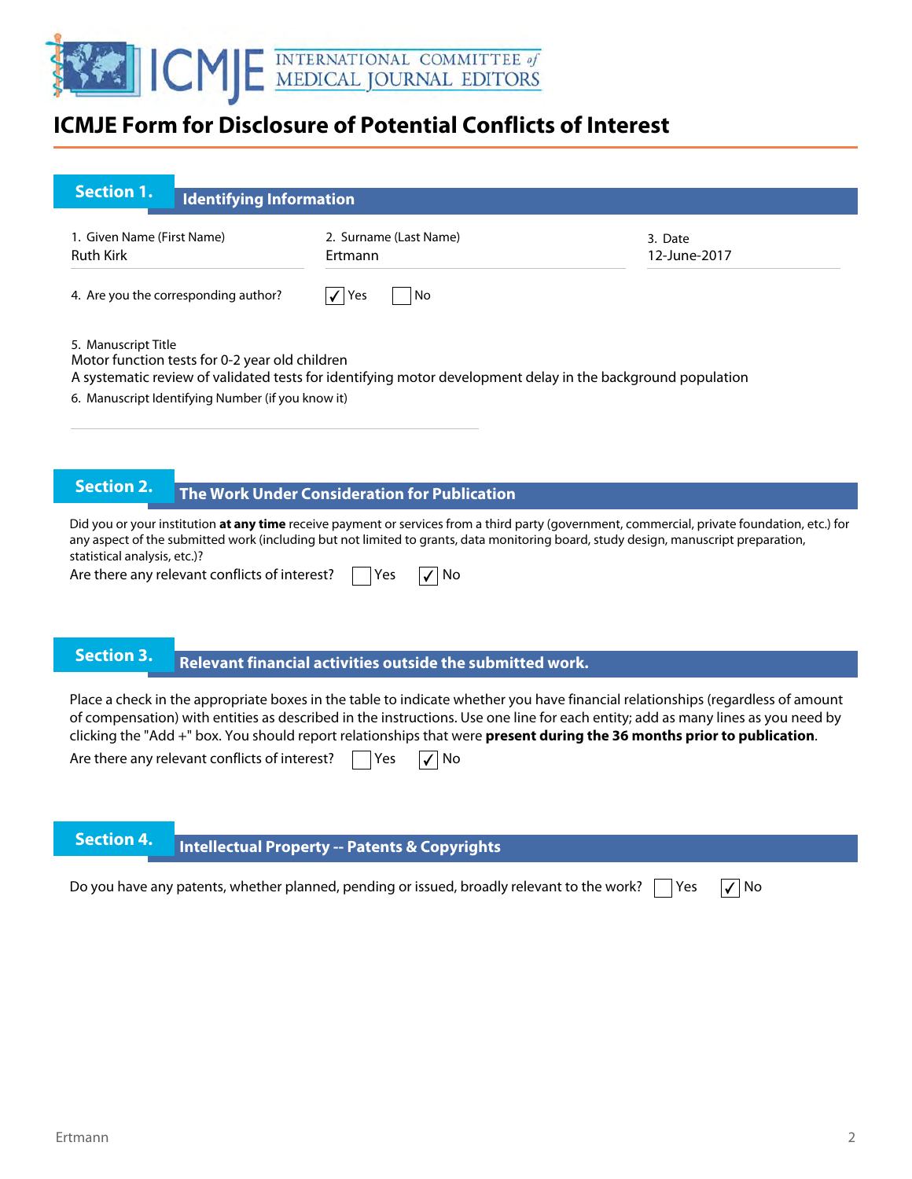# ICMJE Form for Disclosure of Potential Conflicts of Interest

## Section 1. Identifying Information

1. Given Name (First Name)
Ruth Kirk

2. Surname (Last Name)
Ertmann

3. Date
12-June-2017

4. Are you the corresponding author? ☑ Yes ☐ No

5. Manuscript Title
Motor function tests for 0-2 year old children
A systematic review of validated tests for identifying motor development delay in the background population

6. Manuscript Identifying Number (if you know it)

## Section 2. The Work Under Consideration for Publication

Did you or your institution **at any time** receive payment or services from a third party (government, commercial, private foundation, etc.) for any aspect of the submitted work (including but not limited to grants, data monitoring board, study design, manuscript preparation, statistical analysis, etc.)?

Are there any relevant conflicts of interest? ☐ Yes ☑ No

## Section 3. Relevant financial activities outside the submitted work.

Place a check in the appropriate boxes in the table to indicate whether you have financial relationships (regardless of amount of compensation) with entities as described in the instructions. Use one line for each entity; add as many lines as you need by clicking the "Add +" box. You should report relationships that were **present during the 36 months prior to publication**.

Are there any relevant conflicts of interest? ☐ Yes ☑ No

## Section 4. Intellectual Property -- Patents & Copyrights

Do you have any patents, whether planned, pending or issued, broadly relevant to the work? ☐ Yes ☑ No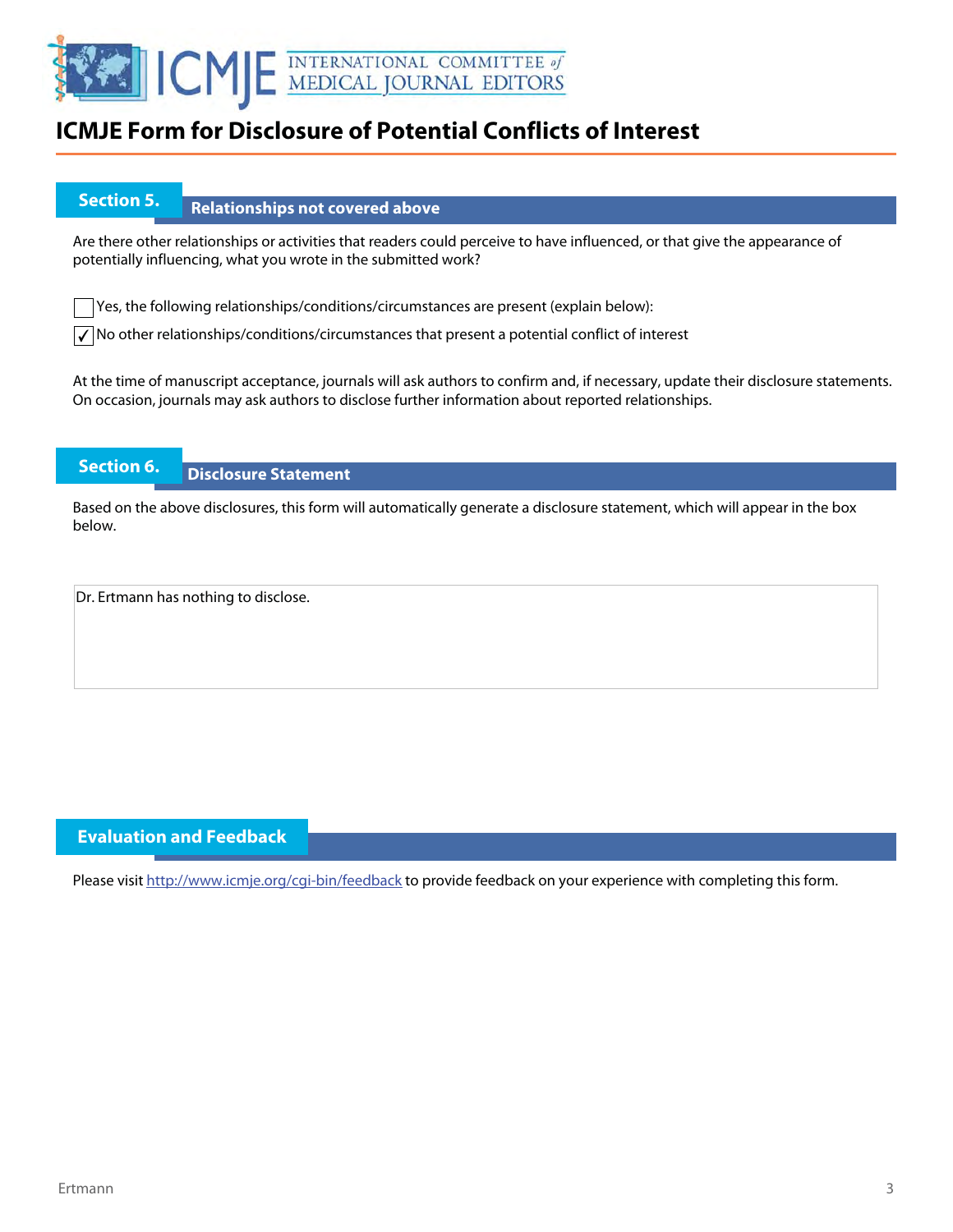# ICMJE Form for Disclosure of Potential Conflicts of Interest

## Section 5. Relationships not covered above

Are there other relationships or activities that readers could perceive to have influenced, or that give the appearance of potentially influencing, what you wrote in the submitted work?

☐ Yes, the following relationships/conditions/circumstances are present (explain below):

☑ No other relationships/conditions/circumstances that present a potential conflict of interest

At the time of manuscript acceptance, journals will ask authors to confirm and, if necessary, update their disclosure statements. On occasion, journals may ask authors to disclose further information about reported relationships.

## Section 6. Disclosure Statement

Based on the above disclosures, this form will automatically generate a disclosure statement, which will appear in the box below.

Dr. Ertmann has nothing to disclose.

## Evaluation and Feedback

Please visit http://www.icmje.org/cgi-bin/feedback to provide feedback on your experience with completing this form.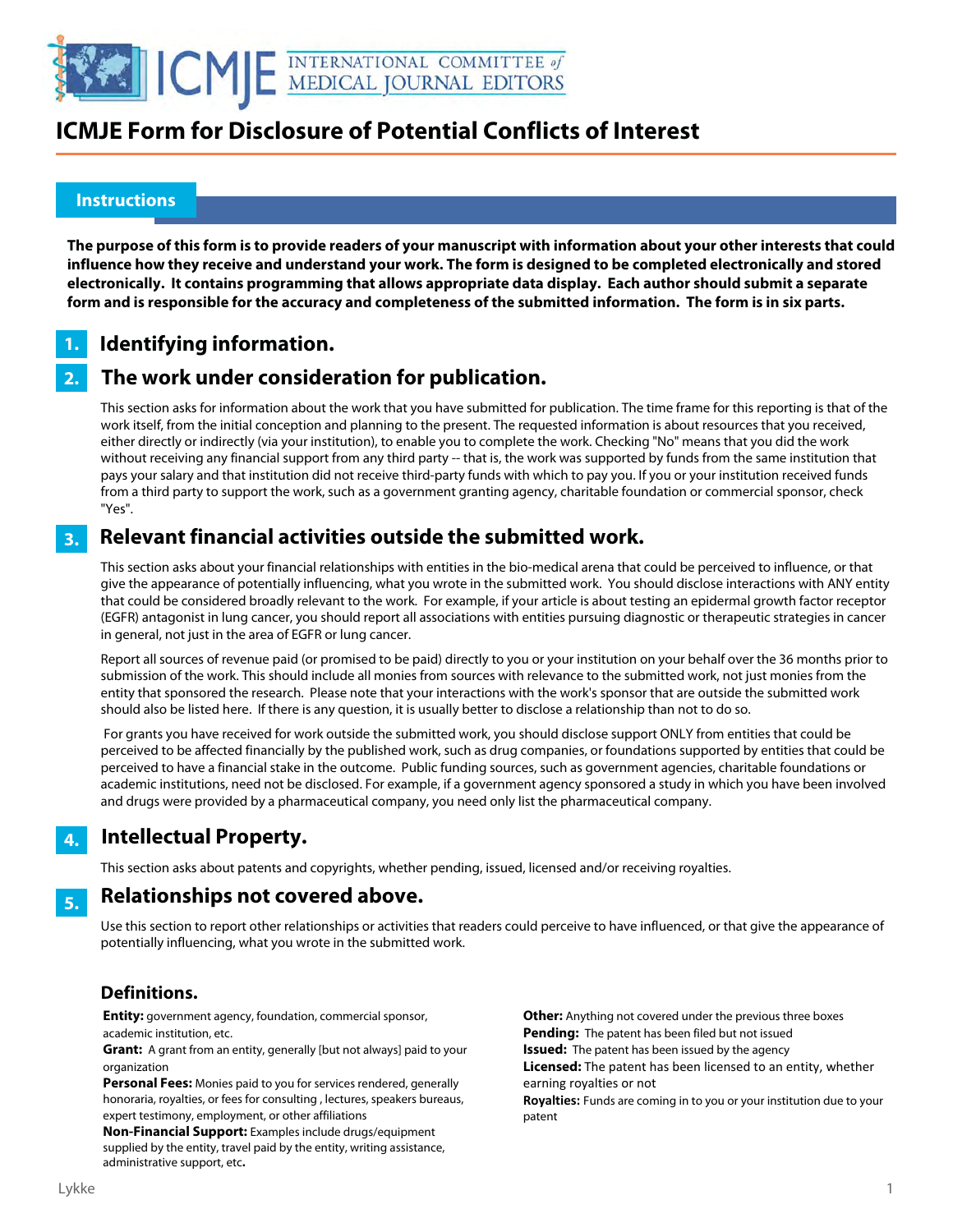# ICMJE Form for Disclosure of Potential Conflicts of Interest

## Instructions

**The purpose of this form is to provide readers of your manuscript with information about your other interests that could influence how they receive and understand your work. The form is designed to be completed electronically and stored electronically. It contains programming that allows appropriate data display. Each author should submit a separate form and is responsible for the accuracy and completeness of the submitted information. The form is in six parts.**

### 1. Identifying information.

### 2. The work under consideration for publication.

This section asks for information about the work that you have submitted for publication. The time frame for this reporting is that of the work itself, from the initial conception and planning to the present. The requested information is about resources that you received, either directly or indirectly (via your institution), to enable you to complete the work. Checking "No" means that you did the work without receiving any financial support from any third party -- that is, the work was supported by funds from the same institution that pays your salary and that institution did not receive third-party funds with which to pay you. If you or your institution received funds from a third party to support the work, such as a government granting agency, charitable foundation or commercial sponsor, check "Yes".

### 3. Relevant financial activities outside the submitted work.

This section asks about your financial relationships with entities in the bio-medical arena that could be perceived to influence, or that give the appearance of potentially influencing, what you wrote in the submitted work. You should disclose interactions with ANY entity that could be considered broadly relevant to the work. For example, if your article is about testing an epidermal growth factor receptor (EGFR) antagonist in lung cancer, you should report all associations with entities pursuing diagnostic or therapeutic strategies in cancer in general, not just in the area of EGFR or lung cancer.

Report all sources of revenue paid (or promised to be paid) directly to you or your institution on your behalf over the 36 months prior to submission of the work. This should include all monies from sources with relevance to the submitted work, not just monies from the entity that sponsored the research. Please note that your interactions with the work's sponsor that are outside the submitted work should also be listed here. If there is any question, it is usually better to disclose a relationship than not to do so.

For grants you have received for work outside the submitted work, you should disclose support ONLY from entities that could be perceived to be affected financially by the published work, such as drug companies, or foundations supported by entities that could be perceived to have a financial stake in the outcome. Public funding sources, such as government agencies, charitable foundations or academic institutions, need not be disclosed. For example, if a government agency sponsored a study in which you have been involved and drugs were provided by a pharmaceutical company, you need only list the pharmaceutical company.

### 4. Intellectual Property.

This section asks about patents and copyrights, whether pending, issued, licensed and/or receiving royalties.

### 5. Relationships not covered above.

Use this section to report other relationships or activities that readers could perceive to have influenced, or that give the appearance of potentially influencing, what you wrote in the submitted work.

### Definitions.

**Entity:** government agency, foundation, commercial sponsor, academic institution, etc.

**Grant:** A grant from an entity, generally [but not always] paid to your organization

**Personal Fees:** Monies paid to you for services rendered, generally honoraria, royalties, or fees for consulting , lectures, speakers bureaus, expert testimony, employment, or other affiliations

**Non-Financial Support:** Examples include drugs/equipment supplied by the entity, travel paid by the entity, writing assistance, administrative support, etc**.**

**Other:** Anything not covered under the previous three boxes

**Pending:** The patent has been filed but not issued

**Issued:** The patent has been issued by the agency

**Licensed:** The patent has been licensed to an entity, whether earning royalties or not

**Royalties:** Funds are coming in to you or your institution due to your patent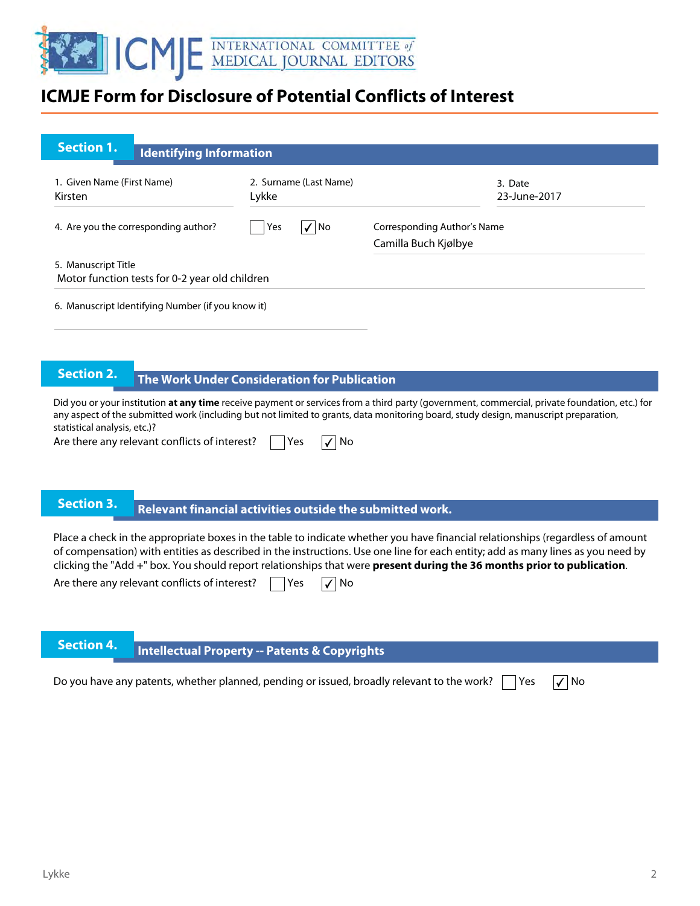# ICMJE Form for Disclosure of Potential Conflicts of Interest

## Section 1. Identifying Information

1. Given Name (First Name): Kirsten
2. Surname (Last Name): Lykke
3. Date: 23-June-2017

4. Are you the corresponding author? ☐ Yes ☑ No

Corresponding Author's Name: Camilla Buch Kjølbye

5. Manuscript Title: Motor function tests for 0-2 year old children

6. Manuscript Identifying Number (if you know it):

## Section 2. The Work Under Consideration for Publication

Did you or your institution **at any time** receive payment or services from a third party (government, commercial, private foundation, etc.) for any aspect of the submitted work (including but not limited to grants, data monitoring board, study design, manuscript preparation, statistical analysis, etc.)?

Are there any relevant conflicts of interest? ☐ Yes ☑ No

## Section 3. Relevant financial activities outside the submitted work.

Place a check in the appropriate boxes in the table to indicate whether you have financial relationships (regardless of amount of compensation) with entities as described in the instructions. Use one line for each entity; add as many lines as you need by clicking the "Add +" box. You should report relationships that were **present during the 36 months prior to publication**.

Are there any relevant conflicts of interest? ☐ Yes ☑ No

## Section 4. Intellectual Property -- Patents & Copyrights

Do you have any patents, whether planned, pending or issued, broadly relevant to the work? ☐ Yes ☑ No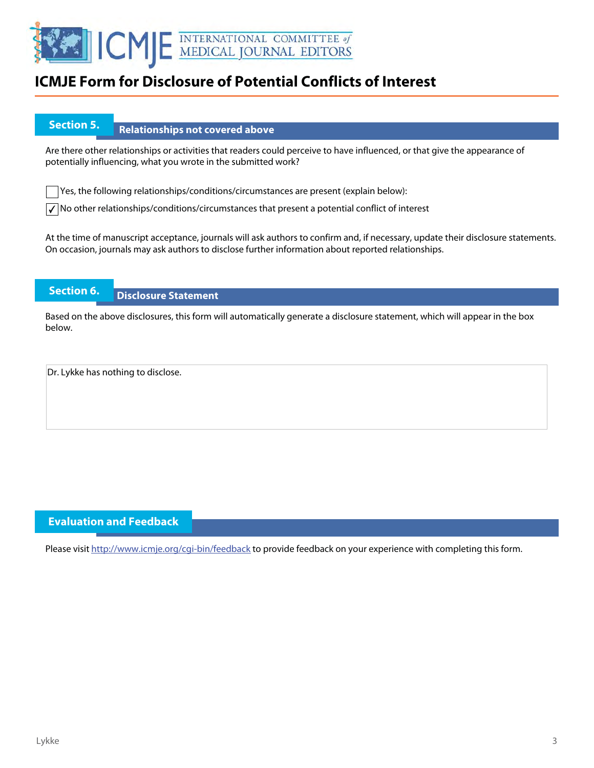# ICMJE Form for Disclosure of Potential Conflicts of Interest

## Section 5. Relationships not covered above

Are there other relationships or activities that readers could perceive to have influenced, or that give the appearance of potentially influencing, what you wrote in the submitted work?

☐ Yes, the following relationships/conditions/circumstances are present (explain below):

☑ No other relationships/conditions/circumstances that present a potential conflict of interest

At the time of manuscript acceptance, journals will ask authors to confirm and, if necessary, update their disclosure statements. On occasion, journals may ask authors to disclose further information about reported relationships.

## Section 6. Disclosure Statement

Based on the above disclosures, this form will automatically generate a disclosure statement, which will appear in the box below.

Dr. Lykke has nothing to disclose.

## Evaluation and Feedback

Please visit http://www.icmje.org/cgi-bin/feedback to provide feedback on your experience with completing this form.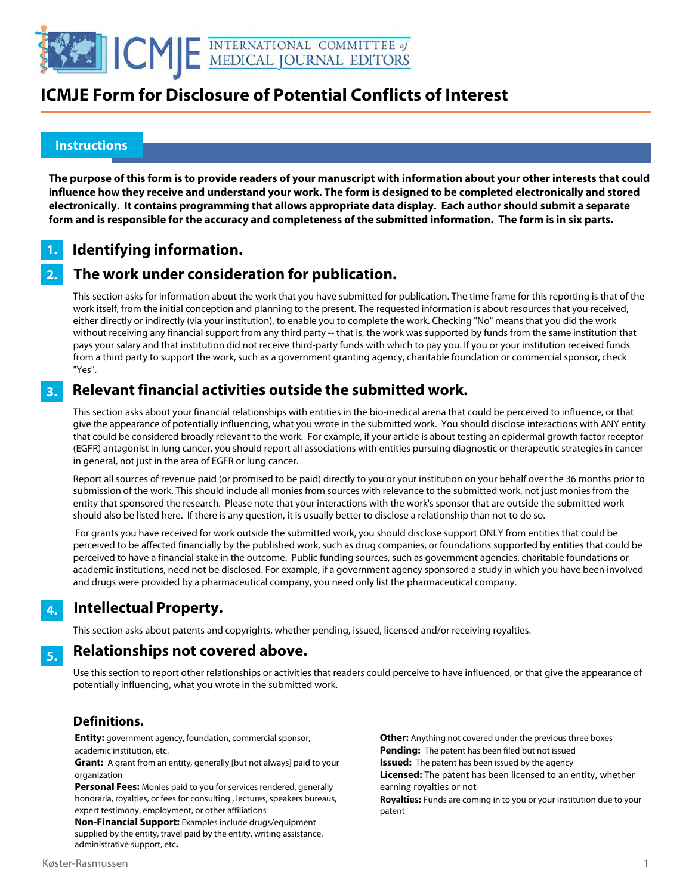# ICMJE Form for Disclosure of Potential Conflicts of Interest

## Instructions

**The purpose of this form is to provide readers of your manuscript with information about your other interests that could influence how they receive and understand your work. The form is designed to be completed electronically and stored electronically. It contains programming that allows appropriate data display. Each author should submit a separate form and is responsible for the accuracy and completeness of the submitted information. The form is in six parts.**

### 1. Identifying information.

### 2. The work under consideration for publication.

This section asks for information about the work that you have submitted for publication. The time frame for this reporting is that of the work itself, from the initial conception and planning to the present. The requested information is about resources that you received, either directly or indirectly (via your institution), to enable you to complete the work. Checking "No" means that you did the work without receiving any financial support from any third party -- that is, the work was supported by funds from the same institution that pays your salary and that institution did not receive third-party funds with which to pay you. If you or your institution received funds from a third party to support the work, such as a government granting agency, charitable foundation or commercial sponsor, check "Yes".

### 3. Relevant financial activities outside the submitted work.

This section asks about your financial relationships with entities in the bio-medical arena that could be perceived to influence, or that give the appearance of potentially influencing, what you wrote in the submitted work. You should disclose interactions with ANY entity that could be considered broadly relevant to the work. For example, if your article is about testing an epidermal growth factor receptor (EGFR) antagonist in lung cancer, you should report all associations with entities pursuing diagnostic or therapeutic strategies in cancer in general, not just in the area of EGFR or lung cancer.

Report all sources of revenue paid (or promised to be paid) directly to you or your institution on your behalf over the 36 months prior to submission of the work. This should include all monies from sources with relevance to the submitted work, not just monies from the entity that sponsored the research. Please note that your interactions with the work's sponsor that are outside the submitted work should also be listed here. If there is any question, it is usually better to disclose a relationship than not to do so.

For grants you have received for work outside the submitted work, you should disclose support ONLY from entities that could be perceived to be affected financially by the published work, such as drug companies, or foundations supported by entities that could be perceived to have a financial stake in the outcome. Public funding sources, such as government agencies, charitable foundations or academic institutions, need not be disclosed. For example, if a government agency sponsored a study in which you have been involved and drugs were provided by a pharmaceutical company, you need only list the pharmaceutical company.

### 4. Intellectual Property.

This section asks about patents and copyrights, whether pending, issued, licensed and/or receiving royalties.

### 5. Relationships not covered above.

Use this section to report other relationships or activities that readers could perceive to have influenced, or that give the appearance of potentially influencing, what you wrote in the submitted work.

### Definitions.

**Entity:** government agency, foundation, commercial sponsor, academic institution, etc.

**Grant:** A grant from an entity, generally [but not always] paid to your organization

**Personal Fees:** Monies paid to you for services rendered, generally honoraria, royalties, or fees for consulting , lectures, speakers bureaus, expert testimony, employment, or other affiliations

**Non-Financial Support:** Examples include drugs/equipment supplied by the entity, travel paid by the entity, writing assistance, administrative support, etc**.**

**Other:** Anything not covered under the previous three boxes

**Pending:** The patent has been filed but not issued

**Issued:** The patent has been issued by the agency

**Licensed:** The patent has been licensed to an entity, whether earning royalties or not

**Royalties:** Funds are coming in to you or your institution due to your patent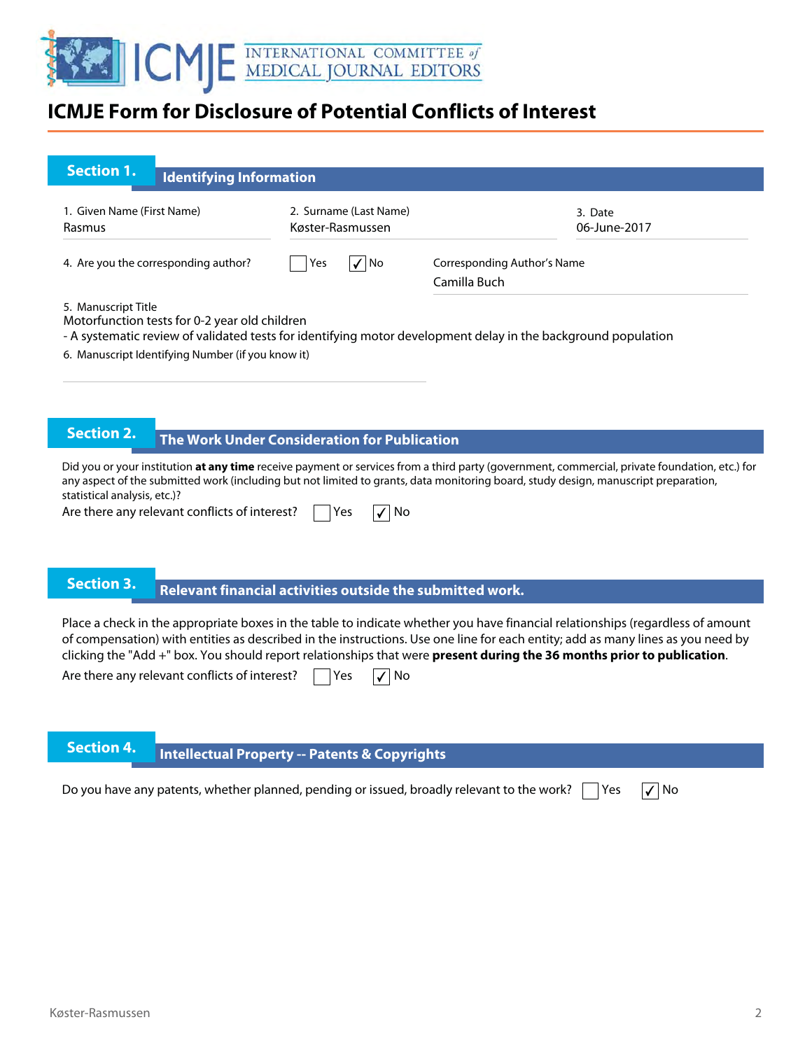# ICMJE Form for Disclosure of Potential Conflicts of Interest

## Section 1. Identifying Information

1. Given Name (First Name)
Rasmus

2. Surname (Last Name)
Køster-Rasmussen

3. Date
06-June-2017

4. Are you the corresponding author? ☐ Yes ☑ No

Corresponding Author's Name
Camilla Buch

5. Manuscript Title
Motorfunction tests for 0-2 year old children
- A systematic review of validated tests for identifying motor development delay in the background population

6. Manuscript Identifying Number (if you know it)

## Section 2. The Work Under Consideration for Publication

Did you or your institution **at any time** receive payment or services from a third party (government, commercial, private foundation, etc.) for any aspect of the submitted work (including but not limited to grants, data monitoring board, study design, manuscript preparation, statistical analysis, etc.)?

Are there any relevant conflicts of interest? ☐ Yes ☑ No

## Section 3. Relevant financial activities outside the submitted work.

Place a check in the appropriate boxes in the table to indicate whether you have financial relationships (regardless of amount of compensation) with entities as described in the instructions. Use one line for each entity; add as many lines as you need by clicking the "Add +" box. You should report relationships that were **present during the 36 months prior to publication**.

Are there any relevant conflicts of interest? ☐ Yes ☑ No

## Section 4. Intellectual Property -- Patents & Copyrights

Do you have any patents, whether planned, pending or issued, broadly relevant to the work? ☐ Yes ☑ No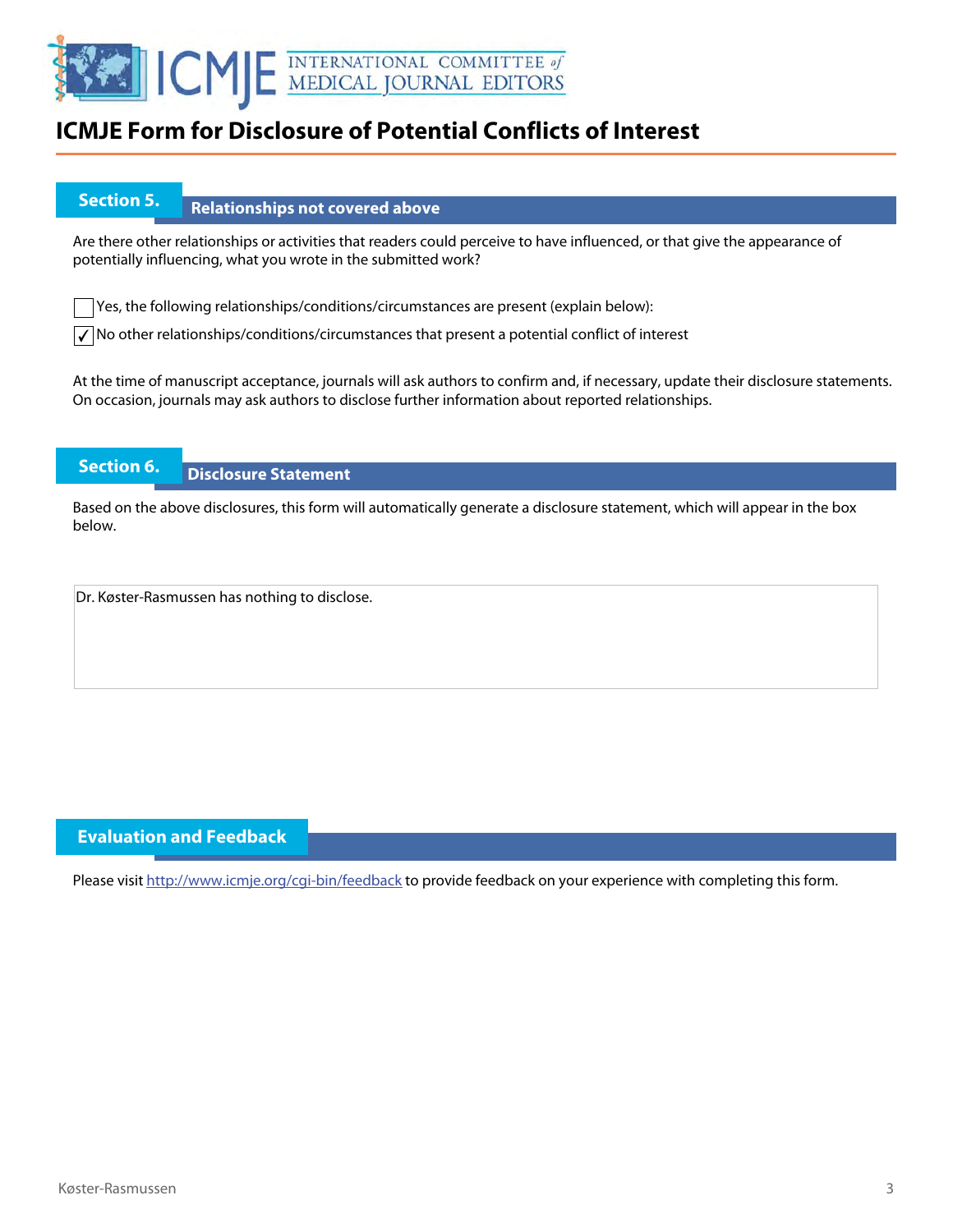# ICMJE Form for Disclosure of Potential Conflicts of Interest

## Section 5. Relationships not covered above

Are there other relationships or activities that readers could perceive to have influenced, or that give the appearance of potentially influencing, what you wrote in the submitted work?

☐ Yes, the following relationships/conditions/circumstances are present (explain below):

☑ No other relationships/conditions/circumstances that present a potential conflict of interest

At the time of manuscript acceptance, journals will ask authors to confirm and, if necessary, update their disclosure statements. On occasion, journals may ask authors to disclose further information about reported relationships.

## Section 6. Disclosure Statement

Based on the above disclosures, this form will automatically generate a disclosure statement, which will appear in the box below.

Dr. Køster-Rasmussen has nothing to disclose.

## Evaluation and Feedback

Please visit http://www.icmje.org/cgi-bin/feedback to provide feedback on your experience with completing this form.